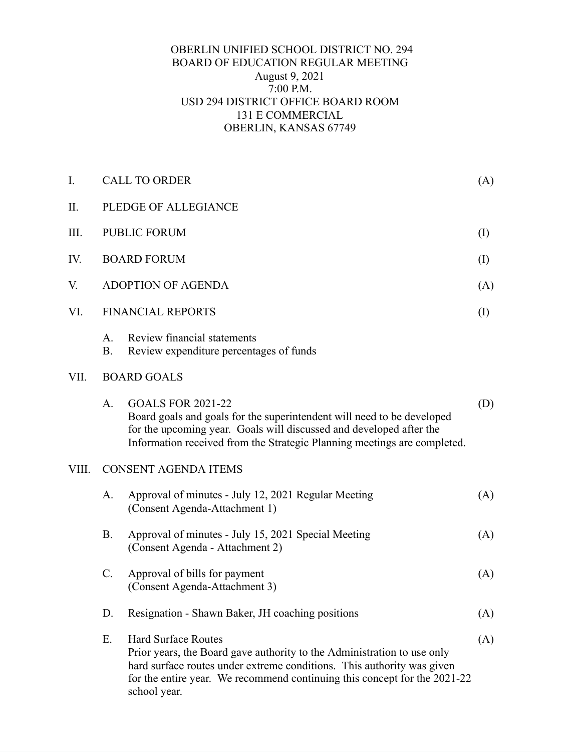# OBERLIN UNIFIED SCHOOL DISTRICT NO. 294
## BOARD OF EDUCATION REGULAR MEETING

August 9, 2021
7:00 P.M.
USD 294 DISTRICT OFFICE BOARD ROOM
131 E COMMERCIAL
OBERLIN, KANSAS 67749

I. CALL TO ORDER (A)

II. PLEDGE OF ALLEGIANCE

III. PUBLIC FORUM (I)

IV. BOARD FORUM (I)

V. ADOPTION OF AGENDA (A)

VI. FINANCIAL REPORTS (I)

- A. Review financial statements
- B. Review expenditure percentages of funds

VII. BOARD GOALS

- A. GOALS FOR 2021-22 (D)
  Board goals and goals for the superintendent will need to be developed for the upcoming year. Goals will discussed and developed after the Information received from the Strategic Planning meetings are completed.

VIII. CONSENT AGENDA ITEMS

- A. Approval of minutes - July 12, 2021 Regular Meeting (A)
  (Consent Agenda-Attachment 1)
- B. Approval of minutes - July 15, 2021 Special Meeting (A)
  (Consent Agenda - Attachment 2)
- C. Approval of bills for payment (A)
  (Consent Agenda-Attachment 3)
- D. Resignation - Shawn Baker, JH coaching positions (A)
- E. Hard Surface Routes (A)
  Prior years, the Board gave authority to the Administration to use only hard surface routes under extreme conditions. This authority was given for the entire year. We recommend continuing this concept for the 2021-22 school year.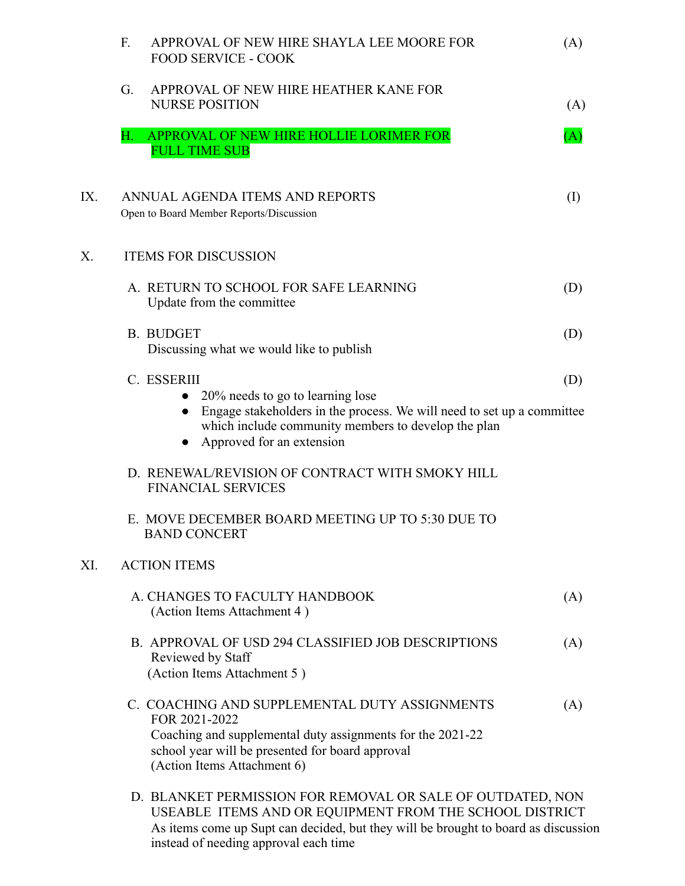F. APPROVAL OF NEW HIRE SHAYLA LEE MOORE FOR FOOD SERVICE - COOK (A)

G. APPROVAL OF NEW HIRE HEATHER KANE FOR NURSE POSITION (A)

H. APPROVAL OF NEW HIRE HOLLIE LORIMER FOR FULL TIME SUB (A)

IX. ANNUAL AGENDA ITEMS AND REPORTS (I)

Open to Board Member Reports/Discussion

X. ITEMS FOR DISCUSSION

A. RETURN TO SCHOOL FOR SAFE LEARNING (D)
Update from the committee

B. BUDGET (D)
Discussing what we would like to publish

C. ESSERIII (D)

- 20% needs to go to learning lose
- Engage stakeholders in the process. We will need to set up a committee which include community members to develop the plan
- Approved for an extension

D. RENEWAL/REVISION OF CONTRACT WITH SMOKY HILL FINANCIAL SERVICES

E. MOVE DECEMBER BOARD MEETING UP TO 5:30 DUE TO BAND CONCERT

XI. ACTION ITEMS

A. CHANGES TO FACULTY HANDBOOK (A)
(Action Items Attachment 4 )

B. APPROVAL OF USD 294 CLASSIFIED JOB DESCRIPTIONS (A)
Reviewed by Staff
(Action Items Attachment 5 )

C. COACHING AND SUPPLEMENTAL DUTY ASSIGNMENTS FOR 2021-2022 (A)
Coaching and supplemental duty assignments for the 2021-22 school year will be presented for board approval
(Action Items Attachment 6)

D. BLANKET PERMISSION FOR REMOVAL OR SALE OF OUTDATED, NON USEABLE ITEMS AND OR EQUIPMENT FROM THE SCHOOL DISTRICT
As items come up Supt can decided, but they will be brought to board as discussion instead of needing approval each time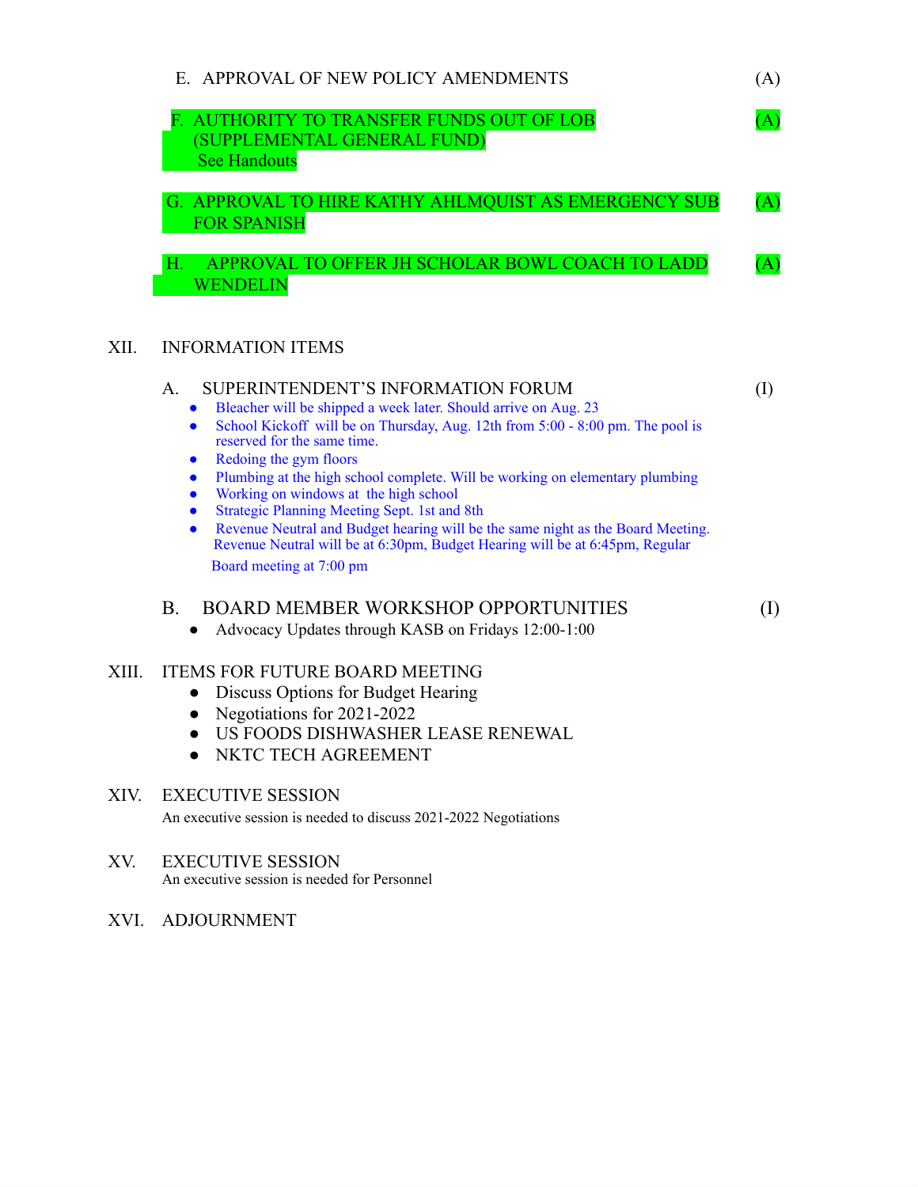E. APPROVAL OF NEW POLICY AMENDMENTS (A)

F. AUTHORITY TO TRANSFER FUNDS OUT OF LOB (SUPPLEMENTAL GENERAL FUND) (A)
See Handouts

G. APPROVAL TO HIRE KATHY AHLMQUIST AS EMERGENCY SUB FOR SPANISH (A)

H. APPROVAL TO OFFER JH SCHOLAR BOWL COACH TO LADD WENDELIN (A)

## XII. INFORMATION ITEMS

A. SUPERINTENDENT'S INFORMATION FORUM (I)

- Bleacher will be shipped a week later. Should arrive on Aug. 23
- School Kickoff will be on Thursday, Aug. 12th from 5:00 - 8:00 pm. The pool is reserved for the same time.
- Redoing the gym floors
- Plumbing at the high school complete. Will be working on elementary plumbing
- Working on windows at the high school
- Strategic Planning Meeting Sept. 1st and 8th
- Revenue Neutral and Budget hearing will be the same night as the Board Meeting. Revenue Neutral will be at 6:30pm, Budget Hearing will be at 6:45pm, Regular Board meeting at 7:00 pm

B. BOARD MEMBER WORKSHOP OPPORTUNITIES (I)

- Advocacy Updates through KASB on Fridays 12:00-1:00

## XIII. ITEMS FOR FUTURE BOARD MEETING

- Discuss Options for Budget Hearing
- Negotiations for 2021-2022
- US FOODS DISHWASHER LEASE RENEWAL
- NKTC TECH AGREEMENT

## XIV. EXECUTIVE SESSION

An executive session is needed to discuss 2021-2022 Negotiations

## XV. EXECUTIVE SESSION

An executive session is needed for Personnel

## XVI. ADJOURNMENT